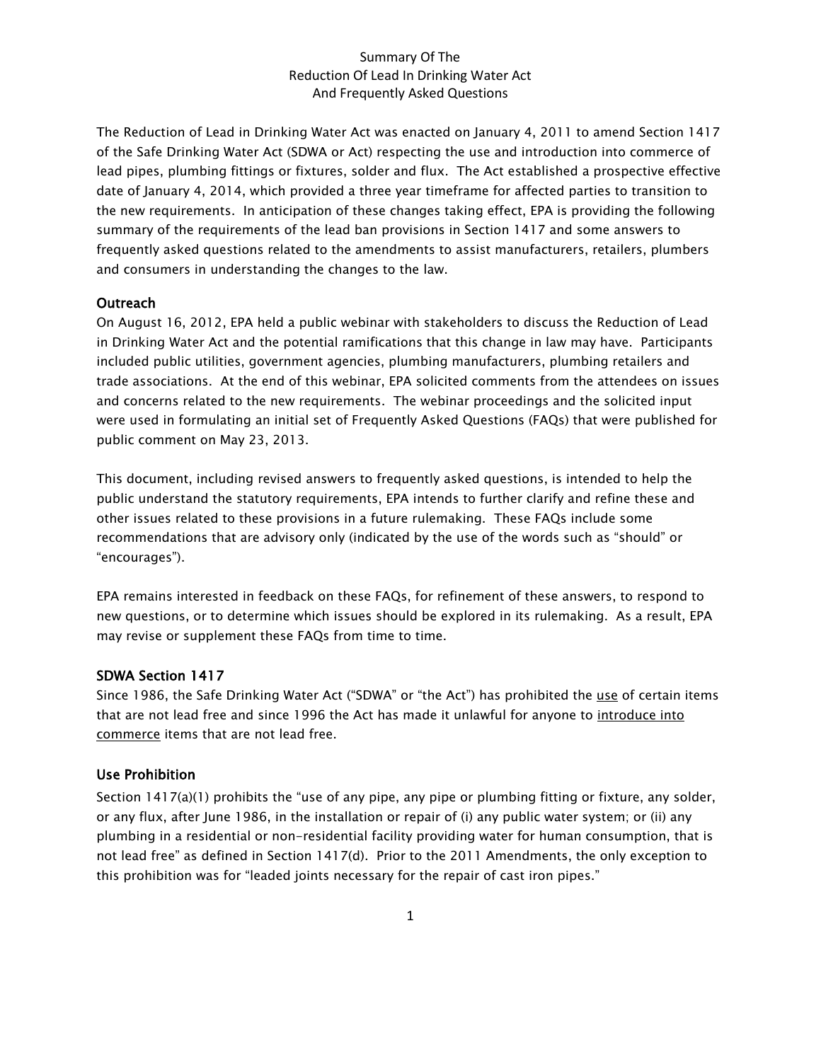# Summary Of The Reduction Of Lead In Drinking Water Act And Frequently Asked Questions

The Reduction of Lead in Drinking Water Act was enacted on January 4, 2011 to amend Section 1417 of the Safe Drinking Water Act (SDWA or Act) respecting the use and introduction into commerce of lead pipes, plumbing fittings or fixtures, solder and flux. The Act established a prospective effective date of January 4, 2014, which provided a three year timeframe for affected parties to transition to the new requirements. In anticipation of these changes taking effect, EPA is providing the following summary of the requirements of the lead ban provisions in Section 1417 and some answers to frequently asked questions related to the amendments to assist manufacturers, retailers, plumbers and consumers in understanding the changes to the law.

## Outreach

On August 16, 2012, EPA held a public webinar with stakeholders to discuss the Reduction of Lead in Drinking Water Act and the potential ramifications that this change in law may have. Participants included public utilities, government agencies, plumbing manufacturers, plumbing retailers and trade associations. At the end of this webinar, EPA solicited comments from the attendees on issues and concerns related to the new requirements. The webinar proceedings and the solicited input were used in formulating an initial set of Frequently Asked Questions (FAQs) that were published for public comment on May 23, 2013.

This document, including revised answers to frequently asked questions, is intended to help the public understand the statutory requirements, EPA intends to further clarify and refine these and other issues related to these provisions in a future rulemaking. These FAQs include some recommendations that are advisory only (indicated by the use of the words such as "should" or "encourages").

EPA remains interested in feedback on these FAQs, for refinement of these answers, to respond to new questions, or to determine which issues should be explored in its rulemaking. As a result, EPA may revise or supplement these FAQs from time to time.

## SDWA Section 1417

Since 1986, the Safe Drinking Water Act ("SDWA" or "the Act") has prohibited the <u>use</u> of certain items that are not lead free and since 1996 the Act has made it unlawful for anyone to <u>introduce into commerce</u> items that are not lead free.

## Use Prohibition

Section 1417(a)(1) prohibits the "use of any pipe, any pipe or plumbing fitting or fixture, any solder, or any flux, after June 1986, in the installation or repair of (i) any public water system; or (ii) any plumbing in a residential or non-residential facility providing water for human consumption, that is not lead free" as defined in Section 1417(d). Prior to the 2011 Amendments, the only exception to this prohibition was for "leaded joints necessary for the repair of cast iron pipes."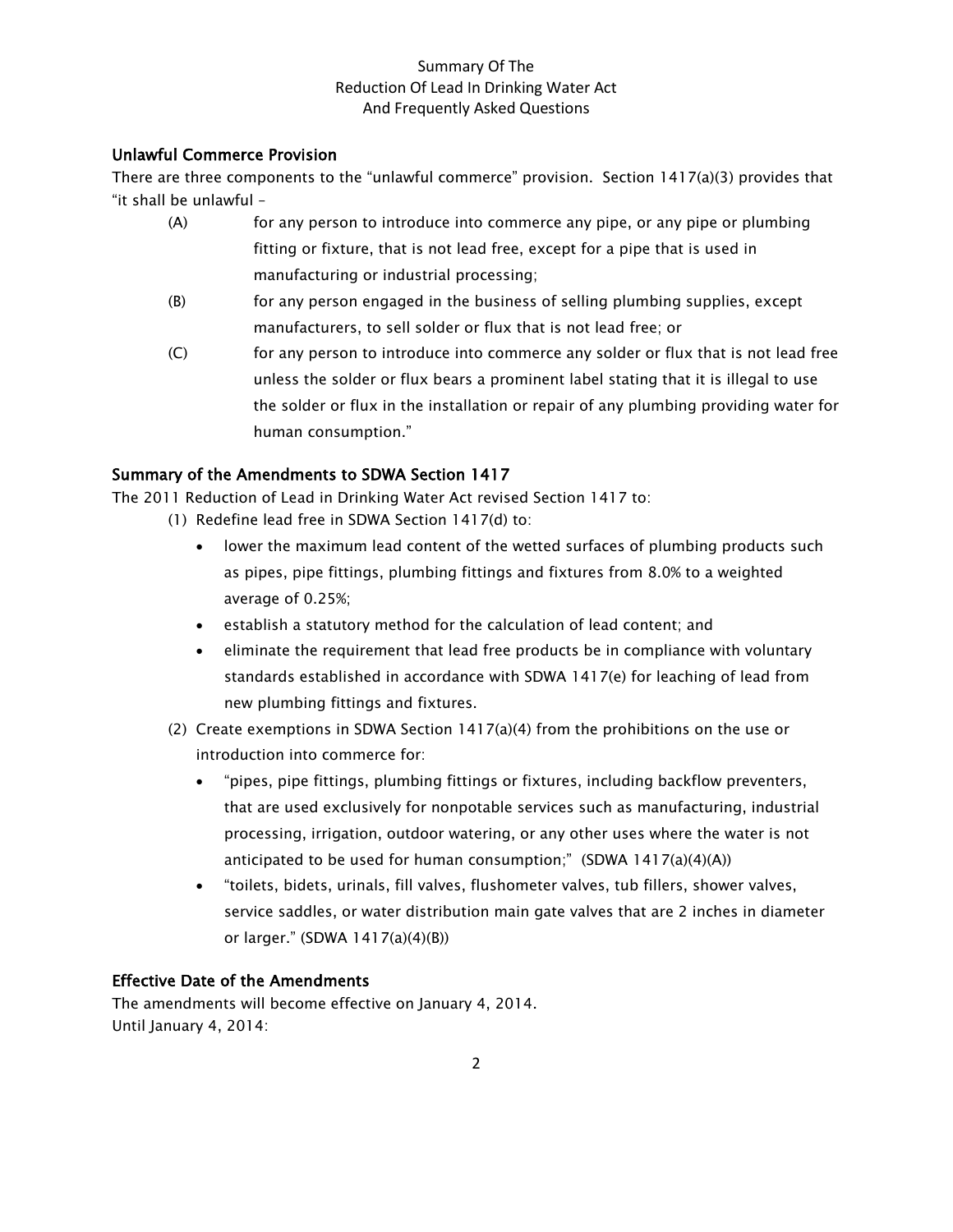## Unlawful Commerce Provision

There are three components to the "unlawful commerce" provision. Section 1417(a)(3) provides that "it shall be unlawful –

(A) for any person to introduce into commerce any pipe, or any pipe or plumbing fitting or fixture, that is not lead free, except for a pipe that is used in manufacturing or industrial processing;

(B) for any person engaged in the business of selling plumbing supplies, except manufacturers, to sell solder or flux that is not lead free; or

(C) for any person to introduce into commerce any solder or flux that is not lead free unless the solder or flux bears a prominent label stating that it is illegal to use the solder or flux in the installation or repair of any plumbing providing water for human consumption."

## Summary of the Amendments to SDWA Section 1417

The 2011 Reduction of Lead in Drinking Water Act revised Section 1417 to:

(1) Redefine lead free in SDWA Section 1417(d) to:
   - lower the maximum lead content of the wetted surfaces of plumbing products such as pipes, pipe fittings, plumbing fittings and fixtures from 8.0% to a weighted average of 0.25%;
   - establish a statutory method for the calculation of lead content; and
   - eliminate the requirement that lead free products be in compliance with voluntary standards established in accordance with SDWA 1417(e) for leaching of lead from new plumbing fittings and fixtures.

(2) Create exemptions in SDWA Section 1417(a)(4) from the prohibitions on the use or introduction into commerce for:
   - "pipes, pipe fittings, plumbing fittings or fixtures, including backflow preventers, that are used exclusively for nonpotable services such as manufacturing, industrial processing, irrigation, outdoor watering, or any other uses where the water is not anticipated to be used for human consumption;" (SDWA 1417(a)(4)(A))
   - "toilets, bidets, urinals, fill valves, flushometer valves, tub fillers, shower valves, service saddles, or water distribution main gate valves that are 2 inches in diameter or larger." (SDWA 1417(a)(4)(B))

## Effective Date of the Amendments

The amendments will become effective on January 4, 2014.
Until January 4, 2014: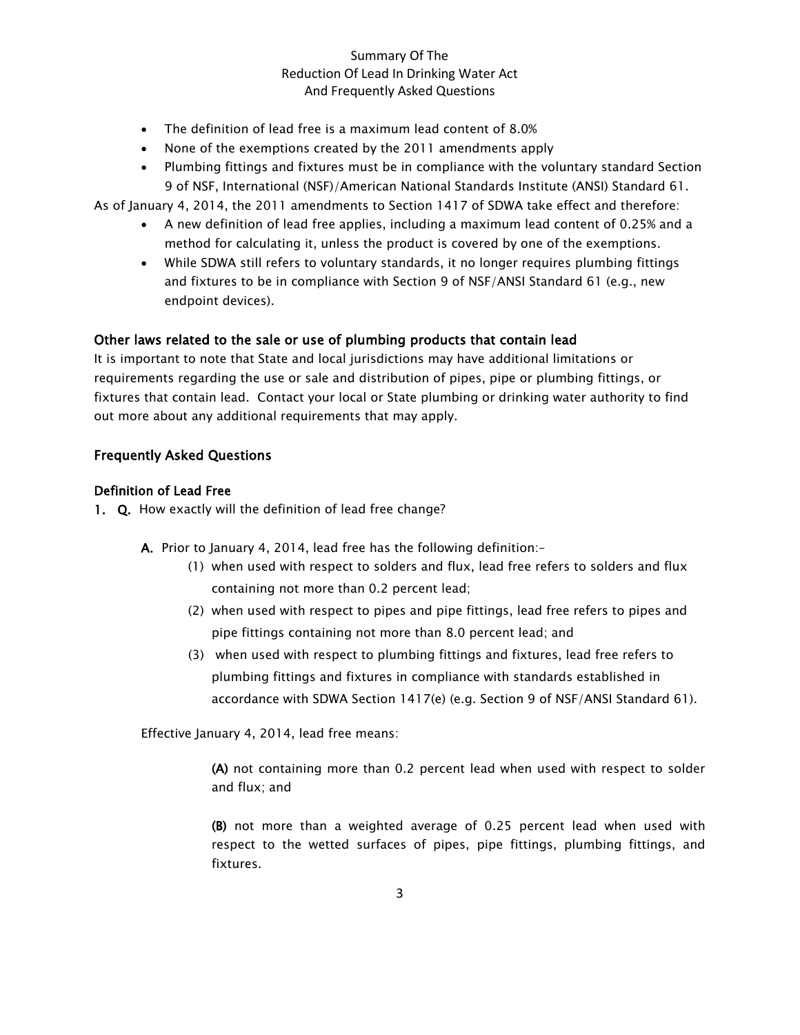- The definition of lead free is a maximum lead content of 8.0%
- None of the exemptions created by the 2011 amendments apply
- Plumbing fittings and fixtures must be in compliance with the voluntary standard Section 9 of NSF, International (NSF)/American National Standards Institute (ANSI) Standard 61.

As of January 4, 2014, the 2011 amendments to Section 1417 of SDWA take effect and therefore:

- A new definition of lead free applies, including a maximum lead content of 0.25% and a method for calculating it, unless the product is covered by one of the exemptions.
- While SDWA still refers to voluntary standards, it no longer requires plumbing fittings and fixtures to be in compliance with Section 9 of NSF/ANSI Standard 61 (e.g., new endpoint devices).

### Other laws related to the sale or use of plumbing products that contain lead

It is important to note that State and local jurisdictions may have additional limitations or requirements regarding the use or sale and distribution of pipes, pipe or plumbing fittings, or fixtures that contain lead. Contact your local or State plumbing or drinking water authority to find out more about any additional requirements that may apply.

## Frequently Asked Questions

### Definition of Lead Free

1. **Q.** How exactly will the definition of lead free change?

   **A.** Prior to January 4, 2014, lead free has the following definition:-

   (1) when used with respect to solders and flux, lead free refers to solders and flux containing not more than 0.2 percent lead;

   (2) when used with respect to pipes and pipe fittings, lead free refers to pipes and pipe fittings containing not more than 8.0 percent lead; and

   (3) when used with respect to plumbing fittings and fixtures, lead free refers to plumbing fittings and fixtures in compliance with standards established in accordance with SDWA Section 1417(e) (e.g. Section 9 of NSF/ANSI Standard 61).

   Effective January 4, 2014, lead free means:

   **(A)** not containing more than 0.2 percent lead when used with respect to solder and flux; and

   **(B)** not more than a weighted average of 0.25 percent lead when used with respect to the wetted surfaces of pipes, pipe fittings, plumbing fittings, and fixtures.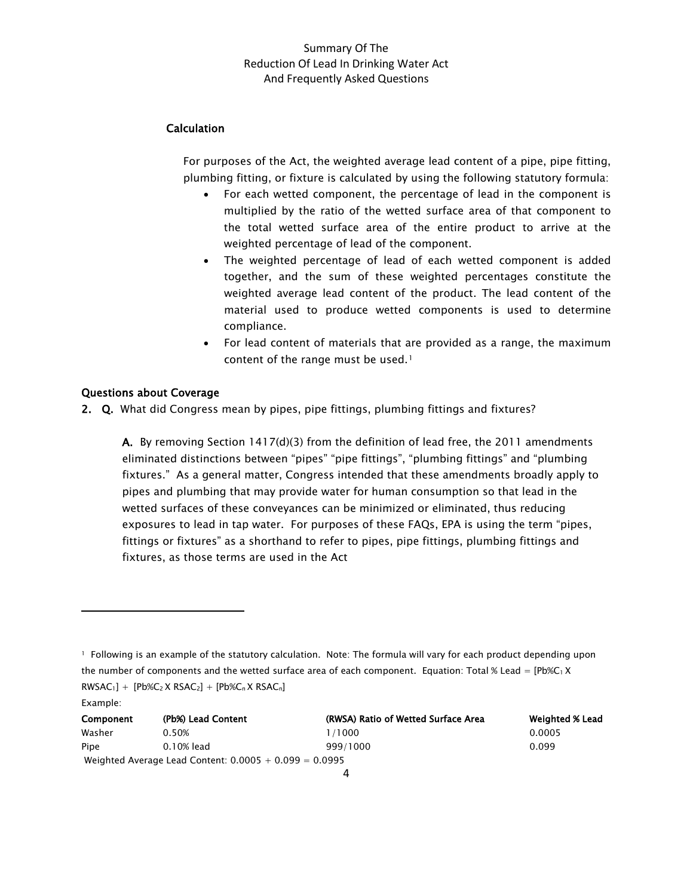### Calculation

For purposes of the Act, the weighted average lead content of a pipe, pipe fitting, plumbing fitting, or fixture is calculated by using the following statutory formula:

- For each wetted component, the percentage of lead in the component is multiplied by the ratio of the wetted surface area of that component to the total wetted surface area of the entire product to arrive at the weighted percentage of lead of the component.
- The weighted percentage of lead of each wetted component is added together, and the sum of these weighted percentages constitute the weighted average lead content of the product. The lead content of the material used to produce wetted components is used to determine compliance.
- For lead content of materials that are provided as a range, the maximum content of the range must be used.[1]

## Questions about Coverage

**2. Q.** What did Congress mean by pipes, pipe fittings, plumbing fittings and fixtures?

**A.** By removing Section 1417(d)(3) from the definition of lead free, the 2011 amendments eliminated distinctions between "pipes" "pipe fittings", "plumbing fittings" and "plumbing fixtures." As a general matter, Congress intended that these amendments broadly apply to pipes and plumbing that may provide water for human consumption so that lead in the wetted surfaces of these conveyances can be minimized or eliminated, thus reducing exposures to lead in tap water. For purposes of these FAQs, EPA is using the term "pipes, fittings or fixtures" as a shorthand to refer to pipes, pipe fittings, plumbing fittings and fixtures, as those terms are used in the Act

---

[1] Following is an example of the statutory calculation. Note: The formula will vary for each product depending upon the number of components and the wetted surface area of each component. Equation: Total % Lead = $[Pb\%C_1 \times RWSAC_1] + [Pb\%C_2 \times RSAC_2] + [Pb\%C_n \times RSAC_n]$

Example:

| Component | (Pb%) Lead Content | (RWSA) Ratio of Wetted Surface Area | Weighted % Lead |
|---|---|---|---|
| Washer | 0.50% | 1/1000 | 0.0005 |
| Pipe | 0.10% lead | 999/1000 | 0.099 |

Weighted Average Lead Content: 0.0005 + 0.099 = 0.0995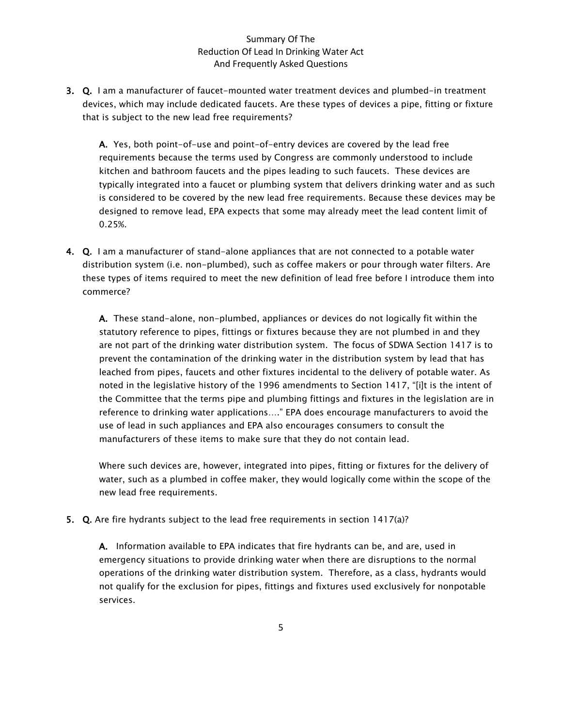3. **Q.** I am a manufacturer of faucet-mounted water treatment devices and plumbed-in treatment devices, which may include dedicated faucets. Are these types of devices a pipe, fitting or fixture that is subject to the new lead free requirements?

   **A.** Yes, both point-of-use and point-of-entry devices are covered by the lead free requirements because the terms used by Congress are commonly understood to include kitchen and bathroom faucets and the pipes leading to such faucets. These devices are typically integrated into a faucet or plumbing system that delivers drinking water and as such is considered to be covered by the new lead free requirements. Because these devices may be designed to remove lead, EPA expects that some may already meet the lead content limit of 0.25%.

4. **Q.** I am a manufacturer of stand-alone appliances that are not connected to a potable water distribution system (i.e. non-plumbed), such as coffee makers or pour through water filters. Are these types of items required to meet the new definition of lead free before I introduce them into commerce?

   **A.** These stand-alone, non-plumbed, appliances or devices do not logically fit within the statutory reference to pipes, fittings or fixtures because they are not plumbed in and they are not part of the drinking water distribution system. The focus of SDWA Section 1417 is to prevent the contamination of the drinking water in the distribution system by lead that has leached from pipes, faucets and other fixtures incidental to the delivery of potable water. As noted in the legislative history of the 1996 amendments to Section 1417, "[i]t is the intent of the Committee that the terms pipe and plumbing fittings and fixtures in the legislation are in reference to drinking water applications…." EPA does encourage manufacturers to avoid the use of lead in such appliances and EPA also encourages consumers to consult the manufacturers of these items to make sure that they do not contain lead.

   Where such devices are, however, integrated into pipes, fitting or fixtures for the delivery of water, such as a plumbed in coffee maker, they would logically come within the scope of the new lead free requirements.

5. **Q.** Are fire hydrants subject to the lead free requirements in section 1417(a)?

   **A.** Information available to EPA indicates that fire hydrants can be, and are, used in emergency situations to provide drinking water when there are disruptions to the normal operations of the drinking water distribution system. Therefore, as a class, hydrants would not qualify for the exclusion for pipes, fittings and fixtures used exclusively for nonpotable services.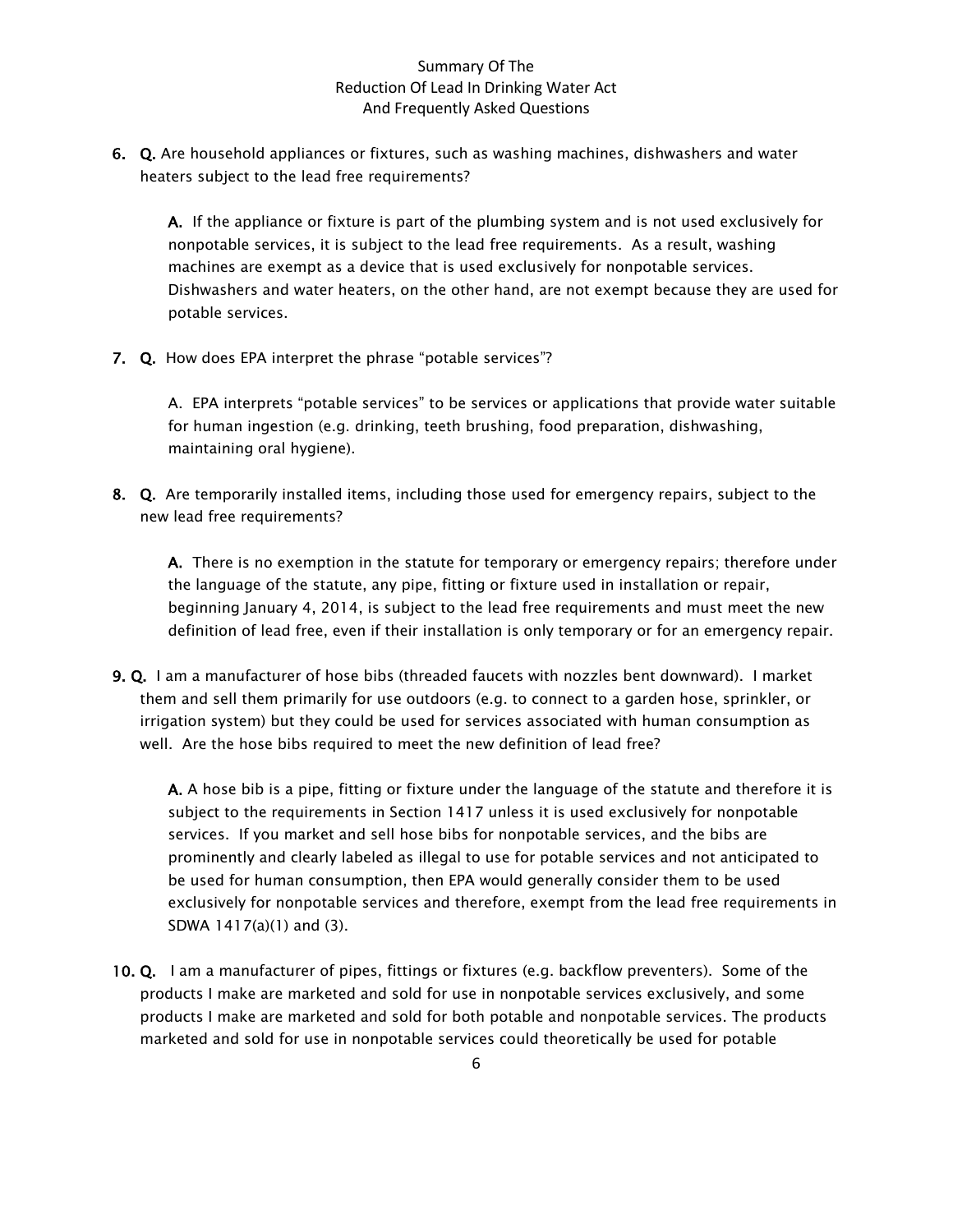6. **Q.** Are household appliances or fixtures, such as washing machines, dishwashers and water heaters subject to the lead free requirements?

   **A.** If the appliance or fixture is part of the plumbing system and is not used exclusively for nonpotable services, it is subject to the lead free requirements. As a result, washing machines are exempt as a device that is used exclusively for nonpotable services. Dishwashers and water heaters, on the other hand, are not exempt because they are used for potable services.

7. **Q.** How does EPA interpret the phrase "potable services"?

   A. EPA interprets "potable services" to be services or applications that provide water suitable for human ingestion (e.g. drinking, teeth brushing, food preparation, dishwashing, maintaining oral hygiene).

8. **Q.** Are temporarily installed items, including those used for emergency repairs, subject to the new lead free requirements?

   **A.** There is no exemption in the statute for temporary or emergency repairs; therefore under the language of the statute, any pipe, fitting or fixture used in installation or repair, beginning January 4, 2014, is subject to the lead free requirements and must meet the new definition of lead free, even if their installation is only temporary or for an emergency repair.

9. **Q.** I am a manufacturer of hose bibs (threaded faucets with nozzles bent downward). I market them and sell them primarily for use outdoors (e.g. to connect to a garden hose, sprinkler, or irrigation system) but they could be used for services associated with human consumption as well. Are the hose bibs required to meet the new definition of lead free?

   **A.** A hose bib is a pipe, fitting or fixture under the language of the statute and therefore it is subject to the requirements in Section 1417 unless it is used exclusively for nonpotable services. If you market and sell hose bibs for nonpotable services, and the bibs are prominently and clearly labeled as illegal to use for potable services and not anticipated to be used for human consumption, then EPA would generally consider them to be used exclusively for nonpotable services and therefore, exempt from the lead free requirements in SDWA 1417(a)(1) and (3).

10. **Q.** I am a manufacturer of pipes, fittings or fixtures (e.g. backflow preventers). Some of the products I make are marketed and sold for use in nonpotable services exclusively, and some products I make are marketed and sold for both potable and nonpotable services. The products marketed and sold for use in nonpotable services could theoretically be used for potable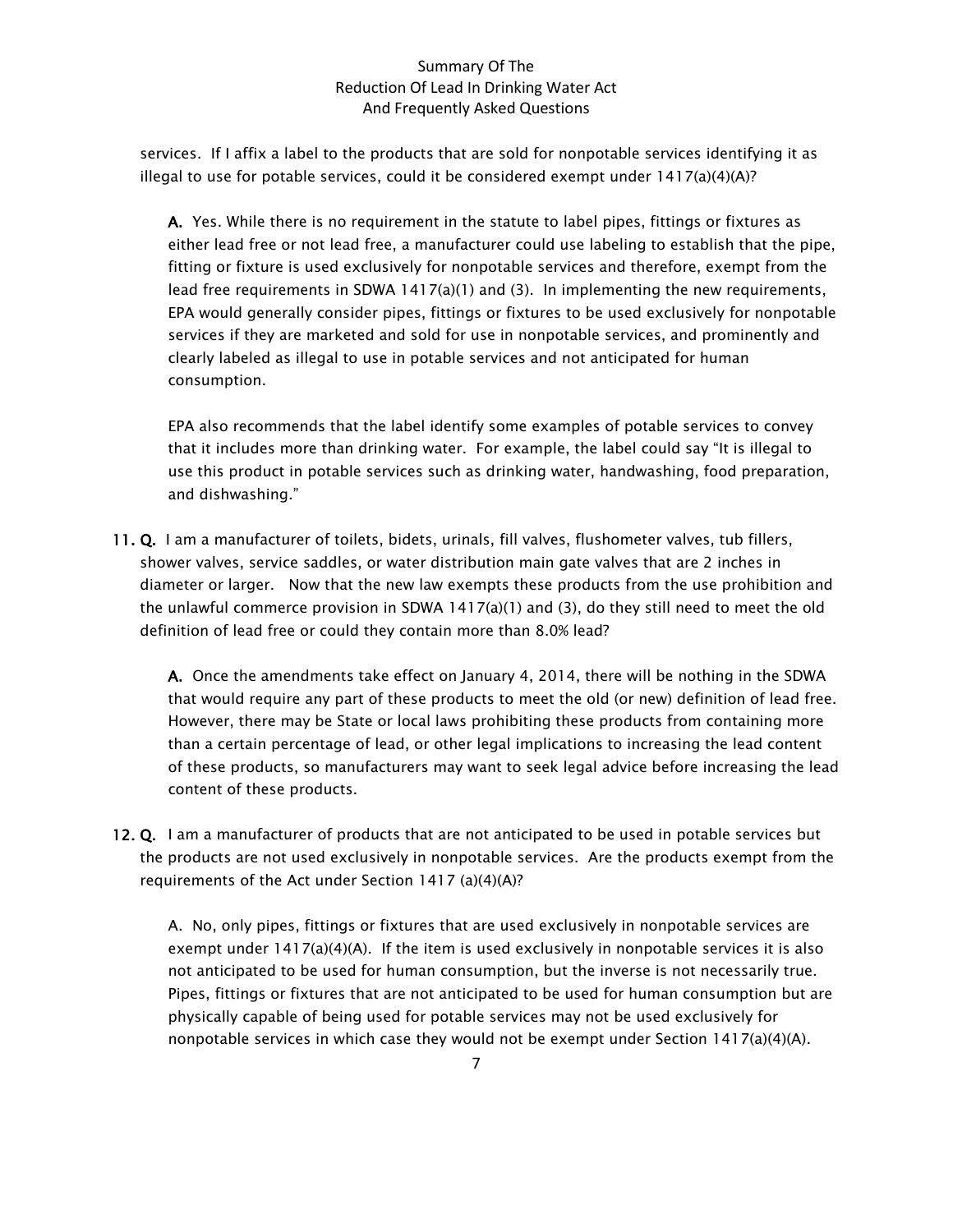services. If I affix a label to the products that are sold for nonpotable services identifying it as illegal to use for potable services, could it be considered exempt under 1417(a)(4)(A)?

**A.** Yes. While there is no requirement in the statute to label pipes, fittings or fixtures as either lead free or not lead free, a manufacturer could use labeling to establish that the pipe, fitting or fixture is used exclusively for nonpotable services and therefore, exempt from the lead free requirements in SDWA 1417(a)(1) and (3). In implementing the new requirements, EPA would generally consider pipes, fittings or fixtures to be used exclusively for nonpotable services if they are marketed and sold for use in nonpotable services, and prominently and clearly labeled as illegal to use in potable services and not anticipated for human consumption.

EPA also recommends that the label identify some examples of potable services to convey that it includes more than drinking water. For example, the label could say "It is illegal to use this product in potable services such as drinking water, handwashing, food preparation, and dishwashing."

**11. Q.** I am a manufacturer of toilets, bidets, urinals, fill valves, flushometer valves, tub fillers, shower valves, service saddles, or water distribution main gate valves that are 2 inches in diameter or larger. Now that the new law exempts these products from the use prohibition and the unlawful commerce provision in SDWA 1417(a)(1) and (3), do they still need to meet the old definition of lead free or could they contain more than 8.0% lead?

**A.** Once the amendments take effect on January 4, 2014, there will be nothing in the SDWA that would require any part of these products to meet the old (or new) definition of lead free. However, there may be State or local laws prohibiting these products from containing more than a certain percentage of lead, or other legal implications to increasing the lead content of these products, so manufacturers may want to seek legal advice before increasing the lead content of these products.

**12. Q.** I am a manufacturer of products that are not anticipated to be used in potable services but the products are not used exclusively in nonpotable services. Are the products exempt from the requirements of the Act under Section 1417 (a)(4)(A)?

A. No, only pipes, fittings or fixtures that are used exclusively in nonpotable services are exempt under 1417(a)(4)(A). If the item is used exclusively in nonpotable services it is also not anticipated to be used for human consumption, but the inverse is not necessarily true. Pipes, fittings or fixtures that are not anticipated to be used for human consumption but are physically capable of being used for potable services may not be used exclusively for nonpotable services in which case they would not be exempt under Section 1417(a)(4)(A).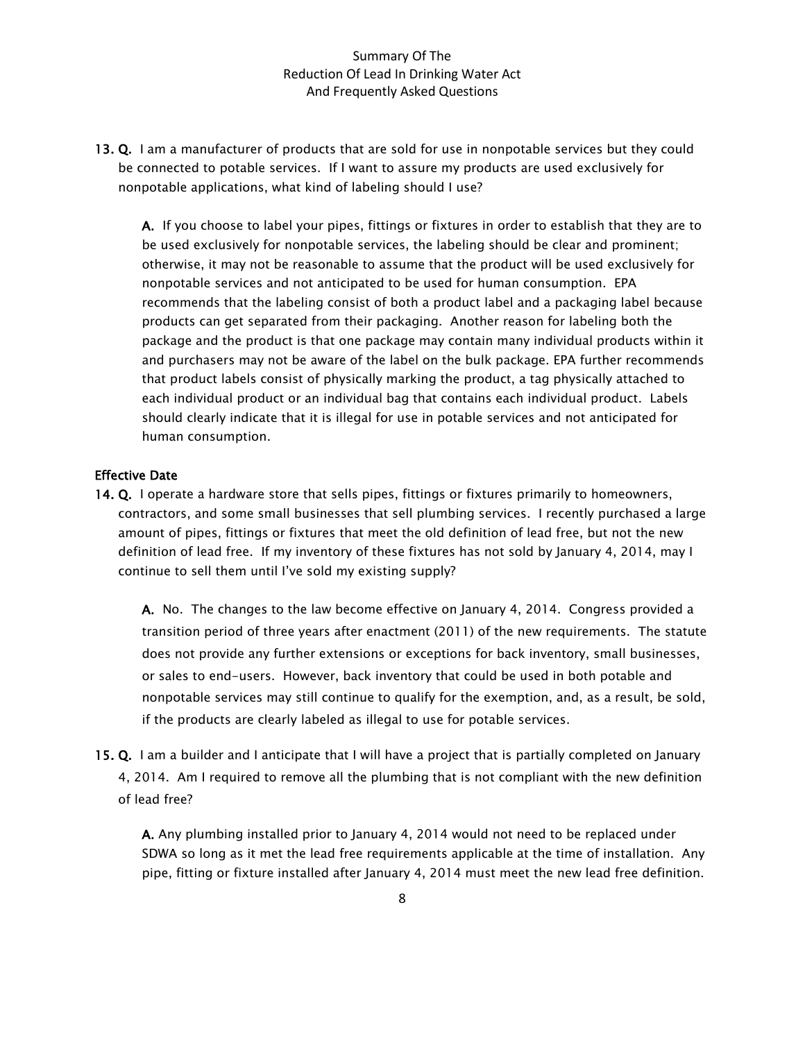**13. Q.** I am a manufacturer of products that are sold for use in nonpotable services but they could be connected to potable services. If I want to assure my products are used exclusively for nonpotable applications, what kind of labeling should I use?

**A.** If you choose to label your pipes, fittings or fixtures in order to establish that they are to be used exclusively for nonpotable services, the labeling should be clear and prominent; otherwise, it may not be reasonable to assume that the product will be used exclusively for nonpotable services and not anticipated to be used for human consumption. EPA recommends that the labeling consist of both a product label and a packaging label because products can get separated from their packaging. Another reason for labeling both the package and the product is that one package may contain many individual products within it and purchasers may not be aware of the label on the bulk package. EPA further recommends that product labels consist of physically marking the product, a tag physically attached to each individual product or an individual bag that contains each individual product. Labels should clearly indicate that it is illegal for use in potable services and not anticipated for human consumption.

### Effective Date

**14. Q.** I operate a hardware store that sells pipes, fittings or fixtures primarily to homeowners, contractors, and some small businesses that sell plumbing services. I recently purchased a large amount of pipes, fittings or fixtures that meet the old definition of lead free, but not the new definition of lead free. If my inventory of these fixtures has not sold by January 4, 2014, may I continue to sell them until I've sold my existing supply?

**A.** No. The changes to the law become effective on January 4, 2014. Congress provided a transition period of three years after enactment (2011) of the new requirements. The statute does not provide any further extensions or exceptions for back inventory, small businesses, or sales to end-users. However, back inventory that could be used in both potable and nonpotable services may still continue to qualify for the exemption, and, as a result, be sold, if the products are clearly labeled as illegal to use for potable services.

**15. Q.** I am a builder and I anticipate that I will have a project that is partially completed on January 4, 2014. Am I required to remove all the plumbing that is not compliant with the new definition of lead free?

**A.** Any plumbing installed prior to January 4, 2014 would not need to be replaced under SDWA so long as it met the lead free requirements applicable at the time of installation. Any pipe, fitting or fixture installed after January 4, 2014 must meet the new lead free definition.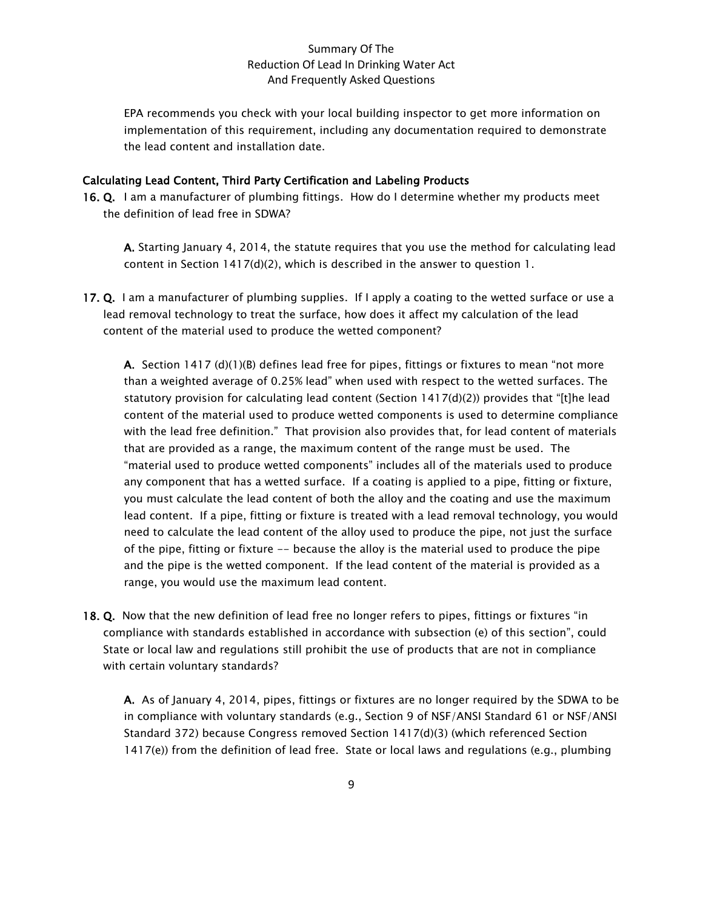EPA recommends you check with your local building inspector to get more information on implementation of this requirement, including any documentation required to demonstrate the lead content and installation date.

### Calculating Lead Content, Third Party Certification and Labeling Products

**16. Q.** I am a manufacturer of plumbing fittings. How do I determine whether my products meet the definition of lead free in SDWA?

**A.** Starting January 4, 2014, the statute requires that you use the method for calculating lead content in Section 1417(d)(2), which is described in the answer to question 1.

**17. Q.** I am a manufacturer of plumbing supplies. If I apply a coating to the wetted surface or use a lead removal technology to treat the surface, how does it affect my calculation of the lead content of the material used to produce the wetted component?

**A.** Section 1417 (d)(1)(B) defines lead free for pipes, fittings or fixtures to mean "not more than a weighted average of 0.25% lead" when used with respect to the wetted surfaces. The statutory provision for calculating lead content (Section 1417(d)(2)) provides that "[t]he lead content of the material used to produce wetted components is used to determine compliance with the lead free definition." That provision also provides that, for lead content of materials that are provided as a range, the maximum content of the range must be used. The "material used to produce wetted components" includes all of the materials used to produce any component that has a wetted surface. If a coating is applied to a pipe, fitting or fixture, you must calculate the lead content of both the alloy and the coating and use the maximum lead content. If a pipe, fitting or fixture is treated with a lead removal technology, you would need to calculate the lead content of the alloy used to produce the pipe, not just the surface of the pipe, fitting or fixture -- because the alloy is the material used to produce the pipe and the pipe is the wetted component. If the lead content of the material is provided as a range, you would use the maximum lead content.

**18. Q.** Now that the new definition of lead free no longer refers to pipes, fittings or fixtures "in compliance with standards established in accordance with subsection (e) of this section", could State or local law and regulations still prohibit the use of products that are not in compliance with certain voluntary standards?

**A.** As of January 4, 2014, pipes, fittings or fixtures are no longer required by the SDWA to be in compliance with voluntary standards (e.g., Section 9 of NSF/ANSI Standard 61 or NSF/ANSI Standard 372) because Congress removed Section 1417(d)(3) (which referenced Section 1417(e)) from the definition of lead free. State or local laws and regulations (e.g., plumbing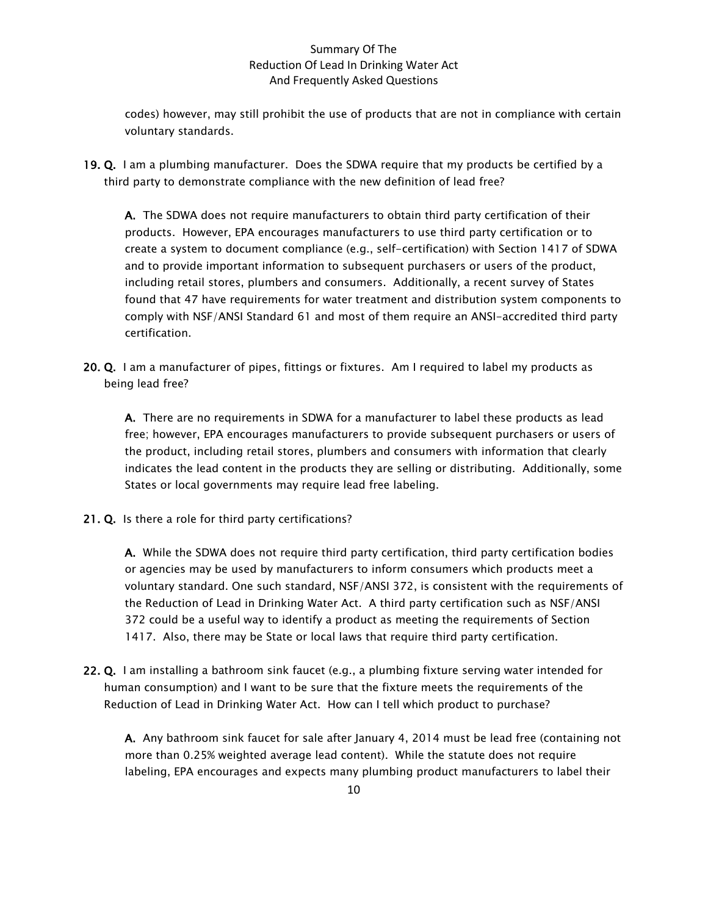codes) however, may still prohibit the use of products that are not in compliance with certain voluntary standards.

**19. Q.** I am a plumbing manufacturer. Does the SDWA require that my products be certified by a third party to demonstrate compliance with the new definition of lead free?

**A.** The SDWA does not require manufacturers to obtain third party certification of their products. However, EPA encourages manufacturers to use third party certification or to create a system to document compliance (e.g., self-certification) with Section 1417 of SDWA and to provide important information to subsequent purchasers or users of the product, including retail stores, plumbers and consumers. Additionally, a recent survey of States found that 47 have requirements for water treatment and distribution system components to comply with NSF/ANSI Standard 61 and most of them require an ANSI-accredited third party certification.

**20. Q.** I am a manufacturer of pipes, fittings or fixtures. Am I required to label my products as being lead free?

**A.** There are no requirements in SDWA for a manufacturer to label these products as lead free; however, EPA encourages manufacturers to provide subsequent purchasers or users of the product, including retail stores, plumbers and consumers with information that clearly indicates the lead content in the products they are selling or distributing. Additionally, some States or local governments may require lead free labeling.

**21. Q.** Is there a role for third party certifications?

**A.** While the SDWA does not require third party certification, third party certification bodies or agencies may be used by manufacturers to inform consumers which products meet a voluntary standard. One such standard, NSF/ANSI 372, is consistent with the requirements of the Reduction of Lead in Drinking Water Act. A third party certification such as NSF/ANSI 372 could be a useful way to identify a product as meeting the requirements of Section 1417. Also, there may be State or local laws that require third party certification.

**22. Q.** I am installing a bathroom sink faucet (e.g., a plumbing fixture serving water intended for human consumption) and I want to be sure that the fixture meets the requirements of the Reduction of Lead in Drinking Water Act. How can I tell which product to purchase?

**A.** Any bathroom sink faucet for sale after January 4, 2014 must be lead free (containing not more than 0.25% weighted average lead content). While the statute does not require labeling, EPA encourages and expects many plumbing product manufacturers to label their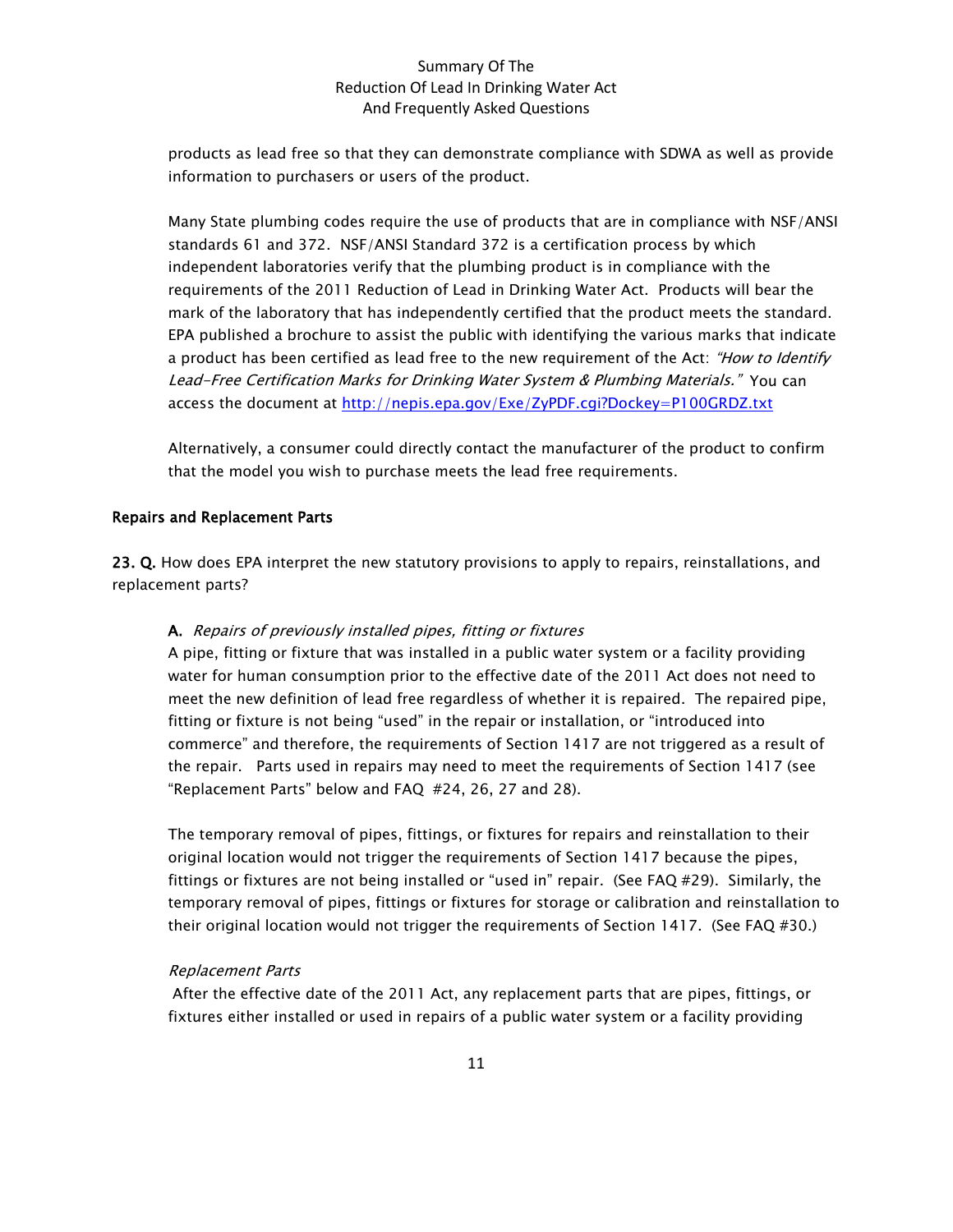products as lead free so that they can demonstrate compliance with SDWA as well as provide information to purchasers or users of the product.

Many State plumbing codes require the use of products that are in compliance with NSF/ANSI standards 61 and 372. NSF/ANSI Standard 372 is a certification process by which independent laboratories verify that the plumbing product is in compliance with the requirements of the 2011 Reduction of Lead in Drinking Water Act. Products will bear the mark of the laboratory that has independently certified that the product meets the standard. EPA published a brochure to assist the public with identifying the various marks that indicate a product has been certified as lead free to the new requirement of the Act: *"How to Identify Lead-Free Certification Marks for Drinking Water System & Plumbing Materials."* You can access the document at http://nepis.epa.gov/Exe/ZyPDF.cgi?Dockey=P100GRDZ.txt

Alternatively, a consumer could directly contact the manufacturer of the product to confirm that the model you wish to purchase meets the lead free requirements.

### Repairs and Replacement Parts

**23. Q.** How does EPA interpret the new statutory provisions to apply to repairs, reinstallations, and replacement parts?

**A.** *Repairs of previously installed pipes, fitting or fixtures*
A pipe, fitting or fixture that was installed in a public water system or a facility providing water for human consumption prior to the effective date of the 2011 Act does not need to meet the new definition of lead free regardless of whether it is repaired. The repaired pipe, fitting or fixture is not being "used" in the repair or installation, or "introduced into commerce" and therefore, the requirements of Section 1417 are not triggered as a result of the repair. Parts used in repairs may need to meet the requirements of Section 1417 (see "Replacement Parts" below and FAQ #24, 26, 27 and 28).

The temporary removal of pipes, fittings, or fixtures for repairs and reinstallation to their original location would not trigger the requirements of Section 1417 because the pipes, fittings or fixtures are not being installed or "used in" repair. (See FAQ #29). Similarly, the temporary removal of pipes, fittings or fixtures for storage or calibration and reinstallation to their original location would not trigger the requirements of Section 1417. (See FAQ #30.)

*Replacement Parts*
After the effective date of the 2011 Act, any replacement parts that are pipes, fittings, or fixtures either installed or used in repairs of a public water system or a facility providing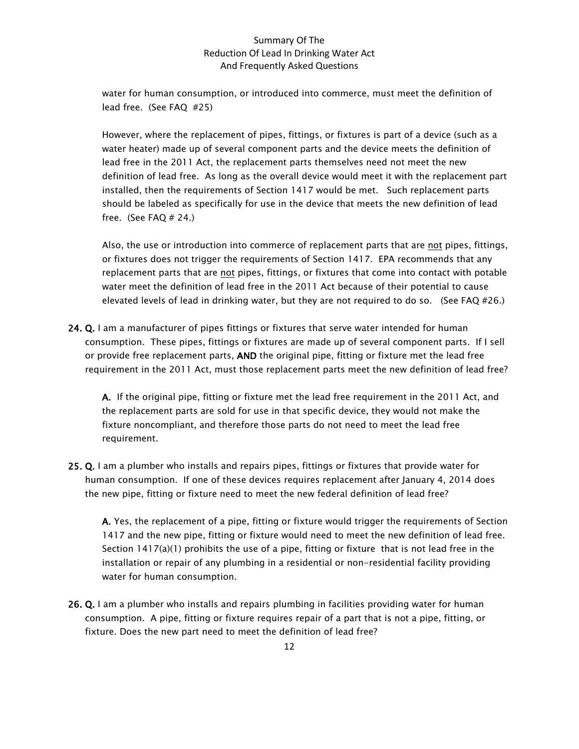water for human consumption, or introduced into commerce, must meet the definition of lead free. (See FAQ #25)

However, where the replacement of pipes, fittings, or fixtures is part of a device (such as a water heater) made up of several component parts and the device meets the definition of lead free in the 2011 Act, the replacement parts themselves need not meet the new definition of lead free. As long as the overall device would meet it with the replacement part installed, then the requirements of Section 1417 would be met. Such replacement parts should be labeled as specifically for use in the device that meets the new definition of lead free. (See FAQ # 24.)

Also, the use or introduction into commerce of replacement parts that are <u>not</u> pipes, fittings, or fixtures does not trigger the requirements of Section 1417. EPA recommends that any replacement parts that are <u>not</u> pipes, fittings, or fixtures that come into contact with potable water meet the definition of lead free in the 2011 Act because of their potential to cause elevated levels of lead in drinking water, but they are not required to do so. (See FAQ #26.)

**24. Q.** I am a manufacturer of pipes fittings or fixtures that serve water intended for human consumption. These pipes, fittings or fixtures are made up of several component parts. If I sell or provide free replacement parts, **AND** the original pipe, fitting or fixture met the lead free requirement in the 2011 Act, must those replacement parts meet the new definition of lead free?

> **A.** If the original pipe, fitting or fixture met the lead free requirement in the 2011 Act, and the replacement parts are sold for use in that specific device, they would not make the fixture noncompliant, and therefore those parts do not need to meet the lead free requirement.

**25. Q.** I am a plumber who installs and repairs pipes, fittings or fixtures that provide water for human consumption. If one of these devices requires replacement after January 4, 2014 does the new pipe, fitting or fixture need to meet the new federal definition of lead free?

> **A.** Yes, the replacement of a pipe, fitting or fixture would trigger the requirements of Section 1417 and the new pipe, fitting or fixture would need to meet the new definition of lead free. Section 1417(a)(1) prohibits the use of a pipe, fitting or fixture that is not lead free in the installation or repair of any plumbing in a residential or non-residential facility providing water for human consumption.

**26. Q.** I am a plumber who installs and repairs plumbing in facilities providing water for human consumption. A pipe, fitting or fixture requires repair of a part that is not a pipe, fitting, or fixture. Does the new part need to meet the definition of lead free?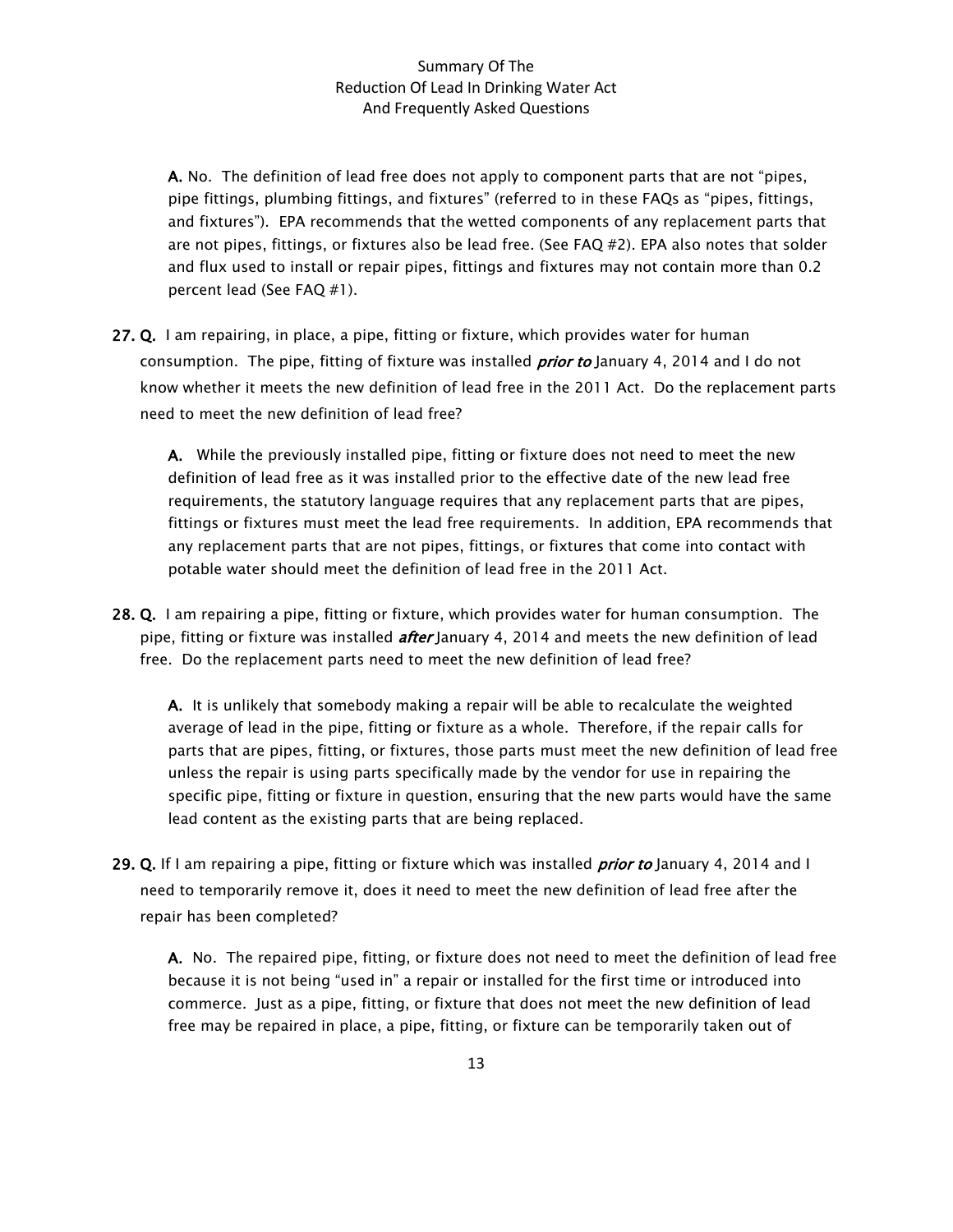**A.** No. The definition of lead free does not apply to component parts that are not "pipes, pipe fittings, plumbing fittings, and fixtures" (referred to in these FAQs as "pipes, fittings, and fixtures"). EPA recommends that the wetted components of any replacement parts that are not pipes, fittings, or fixtures also be lead free. (See FAQ #2). EPA also notes that solder and flux used to install or repair pipes, fittings and fixtures may not contain more than 0.2 percent lead (See FAQ #1).

**27. Q.** I am repairing, in place, a pipe, fitting or fixture, which provides water for human consumption. The pipe, fitting of fixture was installed ***prior to*** January 4, 2014 and I do not know whether it meets the new definition of lead free in the 2011 Act. Do the replacement parts need to meet the new definition of lead free?

**A.** While the previously installed pipe, fitting or fixture does not need to meet the new definition of lead free as it was installed prior to the effective date of the new lead free requirements, the statutory language requires that any replacement parts that are pipes, fittings or fixtures must meet the lead free requirements. In addition, EPA recommends that any replacement parts that are not pipes, fittings, or fixtures that come into contact with potable water should meet the definition of lead free in the 2011 Act.

**28. Q.** I am repairing a pipe, fitting or fixture, which provides water for human consumption. The pipe, fitting or fixture was installed ***after*** January 4, 2014 and meets the new definition of lead free. Do the replacement parts need to meet the new definition of lead free?

**A.** It is unlikely that somebody making a repair will be able to recalculate the weighted average of lead in the pipe, fitting or fixture as a whole. Therefore, if the repair calls for parts that are pipes, fitting, or fixtures, those parts must meet the new definition of lead free unless the repair is using parts specifically made by the vendor for use in repairing the specific pipe, fitting or fixture in question, ensuring that the new parts would have the same lead content as the existing parts that are being replaced.

**29. Q.** If I am repairing a pipe, fitting or fixture which was installed ***prior to*** January 4, 2014 and I need to temporarily remove it, does it need to meet the new definition of lead free after the repair has been completed?

**A.** No. The repaired pipe, fitting, or fixture does not need to meet the definition of lead free because it is not being "used in" a repair or installed for the first time or introduced into commerce. Just as a pipe, fitting, or fixture that does not meet the new definition of lead free may be repaired in place, a pipe, fitting, or fixture can be temporarily taken out of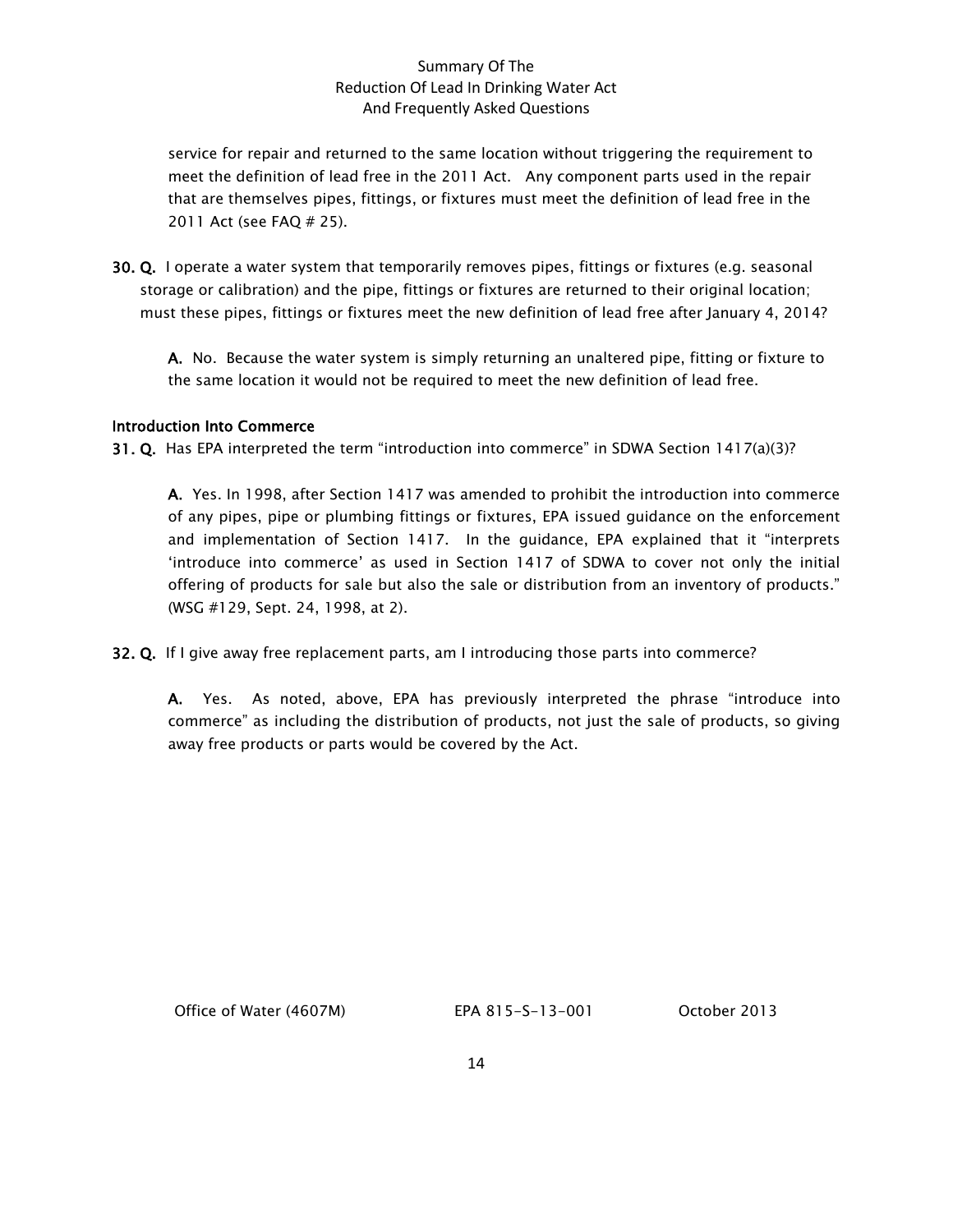service for repair and returned to the same location without triggering the requirement to meet the definition of lead free in the 2011 Act. Any component parts used in the repair that are themselves pipes, fittings, or fixtures must meet the definition of lead free in the 2011 Act (see FAQ # 25).

**30. Q.** I operate a water system that temporarily removes pipes, fittings or fixtures (e.g. seasonal storage or calibration) and the pipe, fittings or fixtures are returned to their original location; must these pipes, fittings or fixtures meet the new definition of lead free after January 4, 2014?

**A.** No. Because the water system is simply returning an unaltered pipe, fitting or fixture to the same location it would not be required to meet the new definition of lead free.

### Introduction Into Commerce

**31. Q.** Has EPA interpreted the term "introduction into commerce" in SDWA Section 1417(a)(3)?

**A.** Yes. In 1998, after Section 1417 was amended to prohibit the introduction into commerce of any pipes, pipe or plumbing fittings or fixtures, EPA issued guidance on the enforcement and implementation of Section 1417. In the guidance, EPA explained that it "interprets 'introduce into commerce' as used in Section 1417 of SDWA to cover not only the initial offering of products for sale but also the sale or distribution from an inventory of products." (WSG #129, Sept. 24, 1998, at 2).

**32. Q.** If I give away free replacement parts, am I introducing those parts into commerce?

**A.** Yes. As noted, above, EPA has previously interpreted the phrase "introduce into commerce" as including the distribution of products, not just the sale of products, so giving away free products or parts would be covered by the Act.